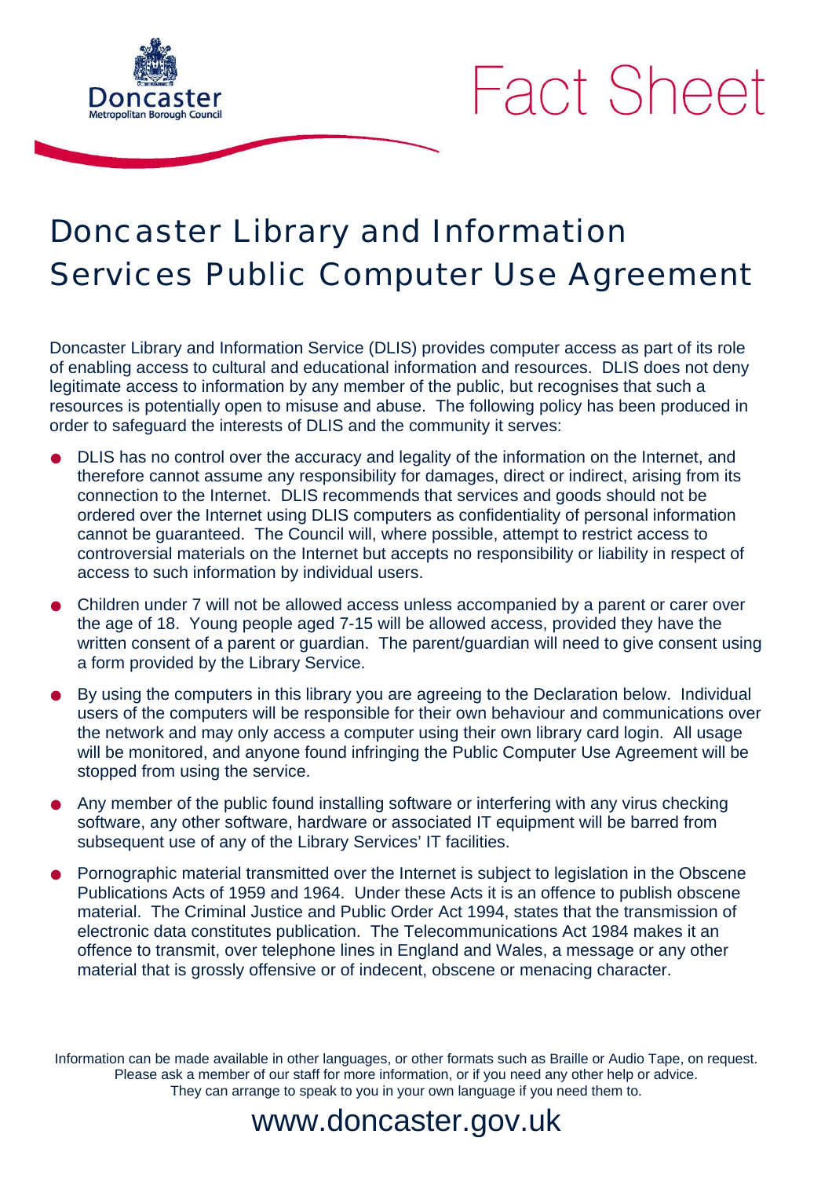Doncaster Metropolitan Borough Council

Fact Sheet

# Doncaster Library and Information Services Public Computer Use Agreement

Doncaster Library and Information Service (DLIS) provides computer access as part of its role of enabling access to cultural and educational information and resources. DLIS does not deny legitimate access to information by any member of the public, but recognises that such a resources is potentially open to misuse and abuse. The following policy has been produced in order to safeguard the interests of DLIS and the community it serves:

- DLIS has no control over the accuracy and legality of the information on the Internet, and therefore cannot assume any responsibility for damages, direct or indirect, arising from its connection to the Internet. DLIS recommends that services and goods should not be ordered over the Internet using DLIS computers as confidentiality of personal information cannot be guaranteed. The Council will, where possible, attempt to restrict access to controversial materials on the Internet but accepts no responsibility or liability in respect of access to such information by individual users.
- Children under 7 will not be allowed access unless accompanied by a parent or carer over the age of 18. Young people aged 7-15 will be allowed access, provided they have the written consent of a parent or guardian. The parent/guardian will need to give consent using a form provided by the Library Service.
- By using the computers in this library you are agreeing to the Declaration below. Individual users of the computers will be responsible for their own behaviour and communications over the network and may only access a computer using their own library card login. All usage will be monitored, and anyone found infringing the Public Computer Use Agreement will be stopped from using the service.
- Any member of the public found installing software or interfering with any virus checking software, any other software, hardware or associated IT equipment will be barred from subsequent use of any of the Library Services' IT facilities.
- Pornographic material transmitted over the Internet is subject to legislation in the Obscene Publications Acts of 1959 and 1964. Under these Acts it is an offence to publish obscene material. The Criminal Justice and Public Order Act 1994, states that the transmission of electronic data constitutes publication. The Telecommunications Act 1984 makes it an offence to transmit, over telephone lines in England and Wales, a message or any other material that is grossly offensive or of indecent, obscene or menacing character.

Information can be made available in other languages, or other formats such as Braille or Audio Tape, on request. Please ask a member of our staff for more information, or if you need any other help or advice. They can arrange to speak to you in your own language if you need them to.

www.doncaster.gov.uk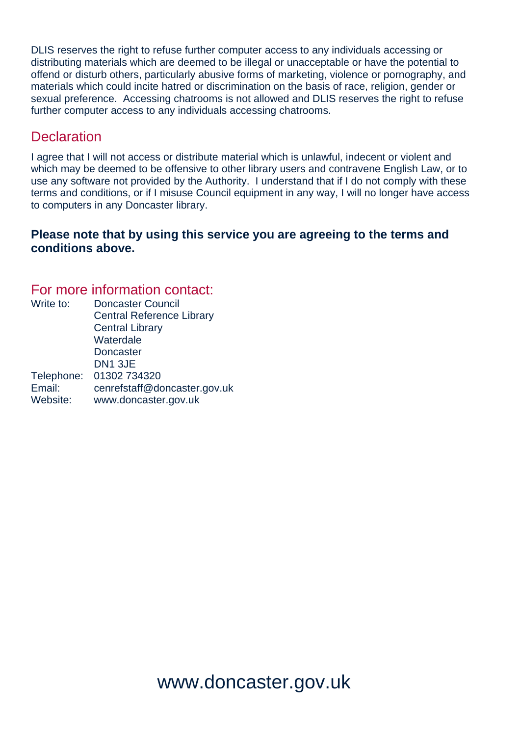DLIS reserves the right to refuse further computer access to any individuals accessing or distributing materials which are deemed to be illegal or unacceptable or have the potential to offend or disturb others, particularly abusive forms of marketing, violence or pornography, and materials which could incite hatred or discrimination on the basis of race, religion, gender or sexual preference. Accessing chatrooms is not allowed and DLIS reserves the right to refuse further computer access to any individuals accessing chatrooms.

## Declaration

I agree that I will not access or distribute material which is unlawful, indecent or violent and which may be deemed to be offensive to other library users and contravene English Law, or to use any software not provided by the Authority. I understand that if I do not comply with these terms and conditions, or if I misuse Council equipment in any way, I will no longer have access to computers in any Doncaster library.

**Please note that by using this service you are agreeing to the terms and conditions above.**

## For more information contact:

| | |
|---|---|
| Write to: | Doncaster Council<br>Central Reference Library<br>Central Library<br>Waterdale<br>Doncaster<br>DN1 3JE |
| Telephone: | 01302 734320 |
| Email: | cenrefstaff@doncaster.gov.uk |
| Website: | www.doncaster.gov.uk |

www.doncaster.gov.uk